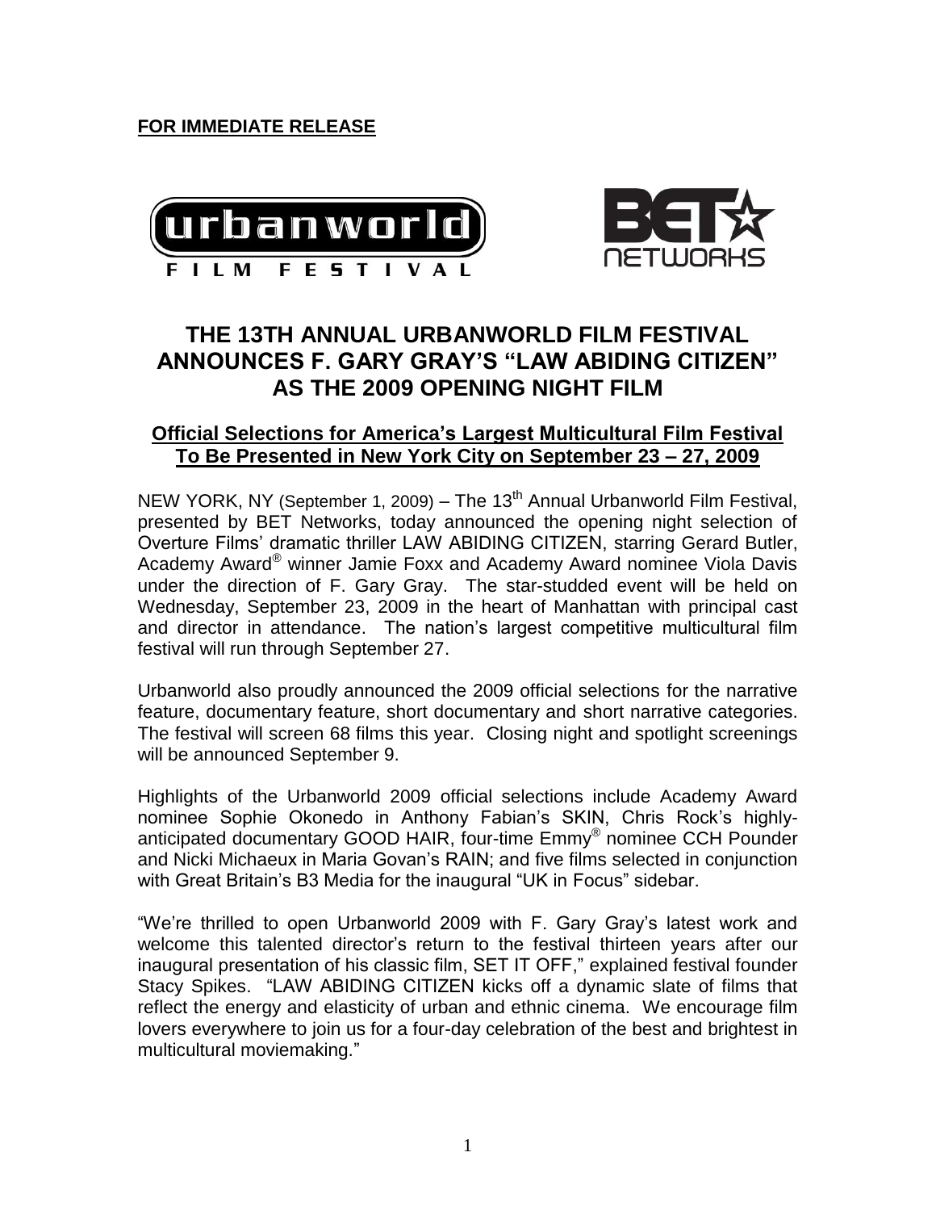**FOR IMMEDIATE RELEASE**

# THE 13TH ANNUAL URBANWORLD FILM FESTIVAL ANNOUNCES F. GARY GRAY'S "LAW ABIDING CITIZEN" AS THE 2009 OPENING NIGHT FILM

## Official Selections for America's Largest Multicultural Film Festival To Be Presented in New York City on September 23 – 27, 2009

NEW YORK, NY (September 1, 2009) – The 13th Annual Urbanworld Film Festival, presented by BET Networks, today announced the opening night selection of Overture Films' dramatic thriller LAW ABIDING CITIZEN, starring Gerard Butler, Academy Award® winner Jamie Foxx and Academy Award nominee Viola Davis under the direction of F. Gary Gray. The star-studded event will be held on Wednesday, September 23, 2009 in the heart of Manhattan with principal cast and director in attendance. The nation's largest competitive multicultural film festival will run through September 27.

Urbanworld also proudly announced the 2009 official selections for the narrative feature, documentary feature, short documentary and short narrative categories. The festival will screen 68 films this year. Closing night and spotlight screenings will be announced September 9.

Highlights of the Urbanworld 2009 official selections include Academy Award nominee Sophie Okonedo in Anthony Fabian's SKIN, Chris Rock's highly-anticipated documentary GOOD HAIR, four-time Emmy® nominee CCH Pounder and Nicki Michaeux in Maria Govan's RAIN; and five films selected in conjunction with Great Britain's B3 Media for the inaugural "UK in Focus" sidebar.

"We're thrilled to open Urbanworld 2009 with F. Gary Gray's latest work and welcome this talented director's return to the festival thirteen years after our inaugural presentation of his classic film, SET IT OFF," explained festival founder Stacy Spikes. "LAW ABIDING CITIZEN kicks off a dynamic slate of films that reflect the energy and elasticity of urban and ethnic cinema. We encourage film lovers everywhere to join us for a four-day celebration of the best and brightest in multicultural moviemaking."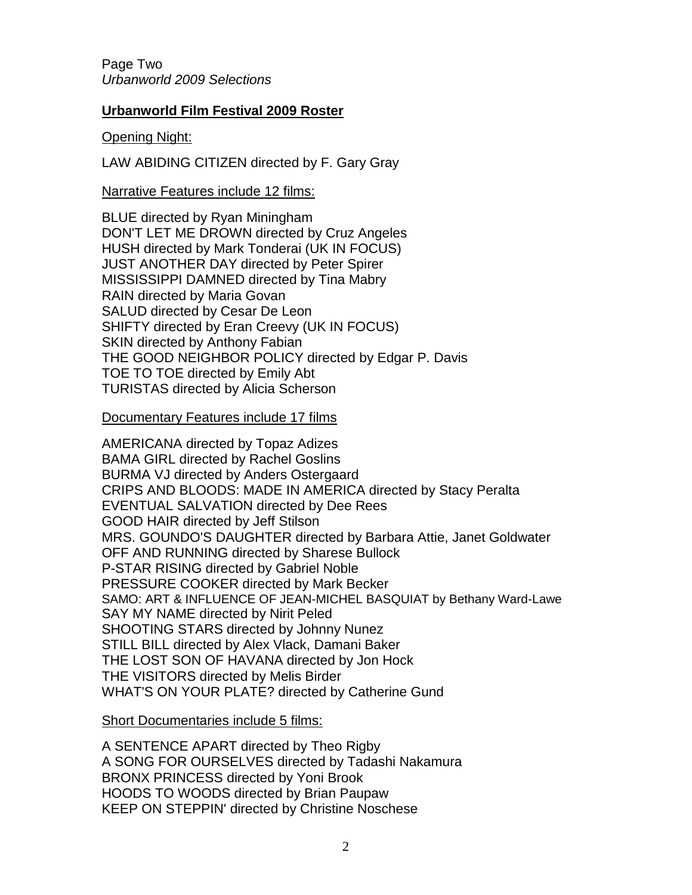Page Two
*Urbanworld 2009 Selections*

## Urbanworld Film Festival 2009 Roster

Opening Night:

LAW ABIDING CITIZEN directed by F. Gary Gray

Narrative Features include 12 films:

BLUE directed by Ryan Miningham
DON'T LET ME DROWN directed by Cruz Angeles
HUSH directed by Mark Tonderai (UK IN FOCUS)
JUST ANOTHER DAY directed by Peter Spirer
MISSISSIPPI DAMNED directed by Tina Mabry
RAIN directed by Maria Govan
SALUD directed by Cesar De Leon
SHIFTY directed by Eran Creevy (UK IN FOCUS)
SKIN directed by Anthony Fabian
THE GOOD NEIGHBOR POLICY directed by Edgar P. Davis
TOE TO TOE directed by Emily Abt
TURISTAS directed by Alicia Scherson

Documentary Features include 17 films

AMERICANA directed by Topaz Adizes
BAMA GIRL directed by Rachel Goslins
BURMA VJ directed by Anders Ostergaard
CRIPS AND BLOODS: MADE IN AMERICA directed by Stacy Peralta
EVENTUAL SALVATION directed by Dee Rees
GOOD HAIR directed by Jeff Stilson
MRS. GOUNDO'S DAUGHTER directed by Barbara Attie, Janet Goldwater
OFF AND RUNNING directed by Sharese Bullock
P-STAR RISING directed by Gabriel Noble
PRESSURE COOKER directed by Mark Becker
SAMO: ART & INFLUENCE OF JEAN-MICHEL BASQUIAT by Bethany Ward-Lawe
SAY MY NAME directed by Nirit Peled
SHOOTING STARS directed by Johnny Nunez
STILL BILL directed by Alex Vlack, Damani Baker
THE LOST SON OF HAVANA directed by Jon Hock
THE VISITORS directed by Melis Birder
WHAT'S ON YOUR PLATE? directed by Catherine Gund

Short Documentaries include 5 films:

A SENTENCE APART directed by Theo Rigby
A SONG FOR OURSELVES directed by Tadashi Nakamura
BRONX PRINCESS directed by Yoni Brook
HOODS TO WOODS directed by Brian Paupaw
KEEP ON STEPPIN' directed by Christine Noschese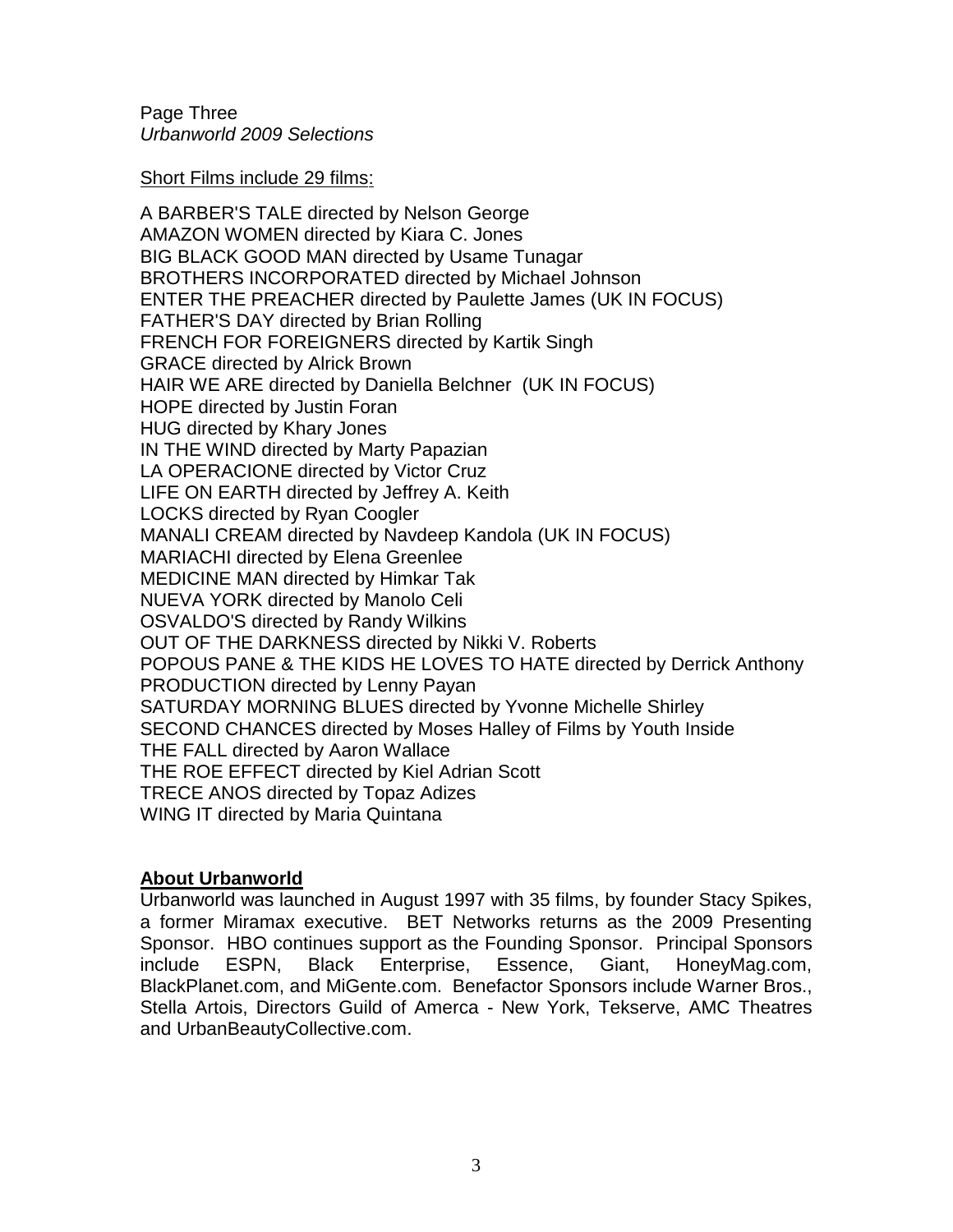Page Three
*Urbanworld 2009 Selections*

Short Films include 29 films:

A BARBER'S TALE directed by Nelson George
AMAZON WOMEN directed by Kiara C. Jones
BIG BLACK GOOD MAN directed by Usame Tunagar
BROTHERS INCORPORATED directed by Michael Johnson
ENTER THE PREACHER directed by Paulette James (UK IN FOCUS)
FATHER'S DAY directed by Brian Rolling
FRENCH FOR FOREIGNERS directed by Kartik Singh
GRACE directed by Alrick Brown
HAIR WE ARE directed by Daniella Belchner (UK IN FOCUS)
HOPE directed by Justin Foran
HUG directed by Khary Jones
IN THE WIND directed by Marty Papazian
LA OPERACIONE directed by Victor Cruz
LIFE ON EARTH directed by Jeffrey A. Keith
LOCKS directed by Ryan Coogler
MANALI CREAM directed by Navdeep Kandola (UK IN FOCUS)
MARIACHI directed by Elena Greenlee
MEDICINE MAN directed by Himkar Tak
NUEVA YORK directed by Manolo Celi
OSVALDO'S directed by Randy Wilkins
OUT OF THE DARKNESS directed by Nikki V. Roberts
POPOUS PANE & THE KIDS HE LOVES TO HATE directed by Derrick Anthony
PRODUCTION directed by Lenny Payan
SATURDAY MORNING BLUES directed by Yvonne Michelle Shirley
SECOND CHANCES directed by Moses Halley of Films by Youth Inside
THE FALL directed by Aaron Wallace
THE ROE EFFECT directed by Kiel Adrian Scott
TRECE ANOS directed by Topaz Adizes
WING IT directed by Maria Quintana

**About Urbanworld**

Urbanworld was launched in August 1997 with 35 films, by founder Stacy Spikes, a former Miramax executive. BET Networks returns as the 2009 Presenting Sponsor. HBO continues support as the Founding Sponsor. Principal Sponsors include ESPN, Black Enterprise, Essence, Giant, HoneyMag.com, BlackPlanet.com, and MiGente.com. Benefactor Sponsors include Warner Bros., Stella Artois, Directors Guild of Amerca - New York, Tekserve, AMC Theatres and UrbanBeautyCollective.com.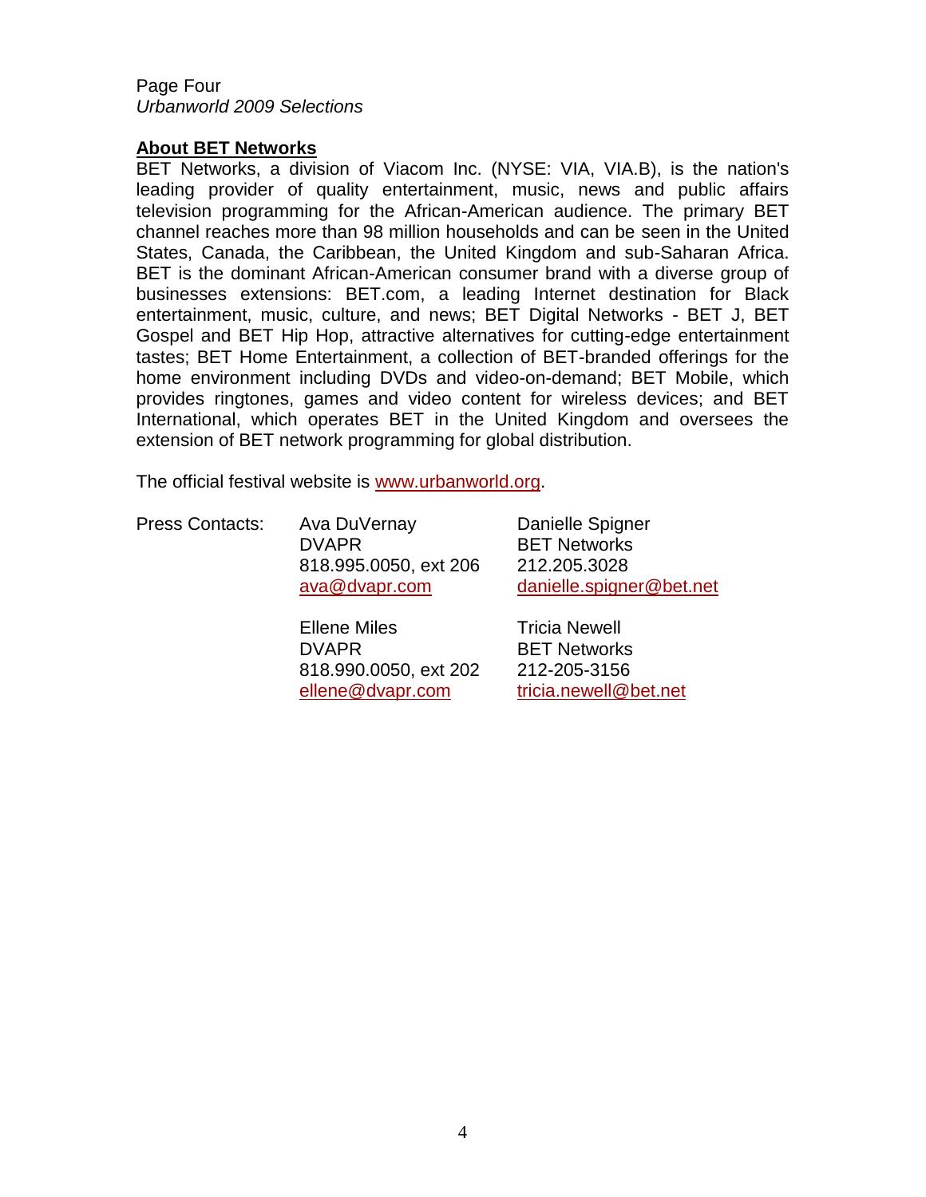## About BET Networks

BET Networks, a division of Viacom Inc. (NYSE: VIA, VIA.B), is the nation's leading provider of quality entertainment, music, news and public affairs television programming for the African-American audience. The primary BET channel reaches more than 98 million households and can be seen in the United States, Canada, the Caribbean, the United Kingdom and sub-Saharan Africa. BET is the dominant African-American consumer brand with a diverse group of businesses extensions: BET.com, a leading Internet destination for Black entertainment, music, culture, and news; BET Digital Networks - BET J, BET Gospel and BET Hip Hop, attractive alternatives for cutting-edge entertainment tastes; BET Home Entertainment, a collection of BET-branded offerings for the home environment including DVDs and video-on-demand; BET Mobile, which provides ringtones, games and video content for wireless devices; and BET International, which operates BET in the United Kingdom and oversees the extension of BET network programming for global distribution.

The official festival website is www.urbanworld.org.

Press Contacts:

Ava DuVernay
DVAPR
818.995.0050, ext 206
ava@dvapr.com

Danielle Spigner
BET Networks
212.205.3028
danielle.spigner@bet.net

Ellene Miles
DVAPR
818.990.0050, ext 202
ellene@dvapr.com

Tricia Newell
BET Networks
212-205-3156
tricia.newell@bet.net